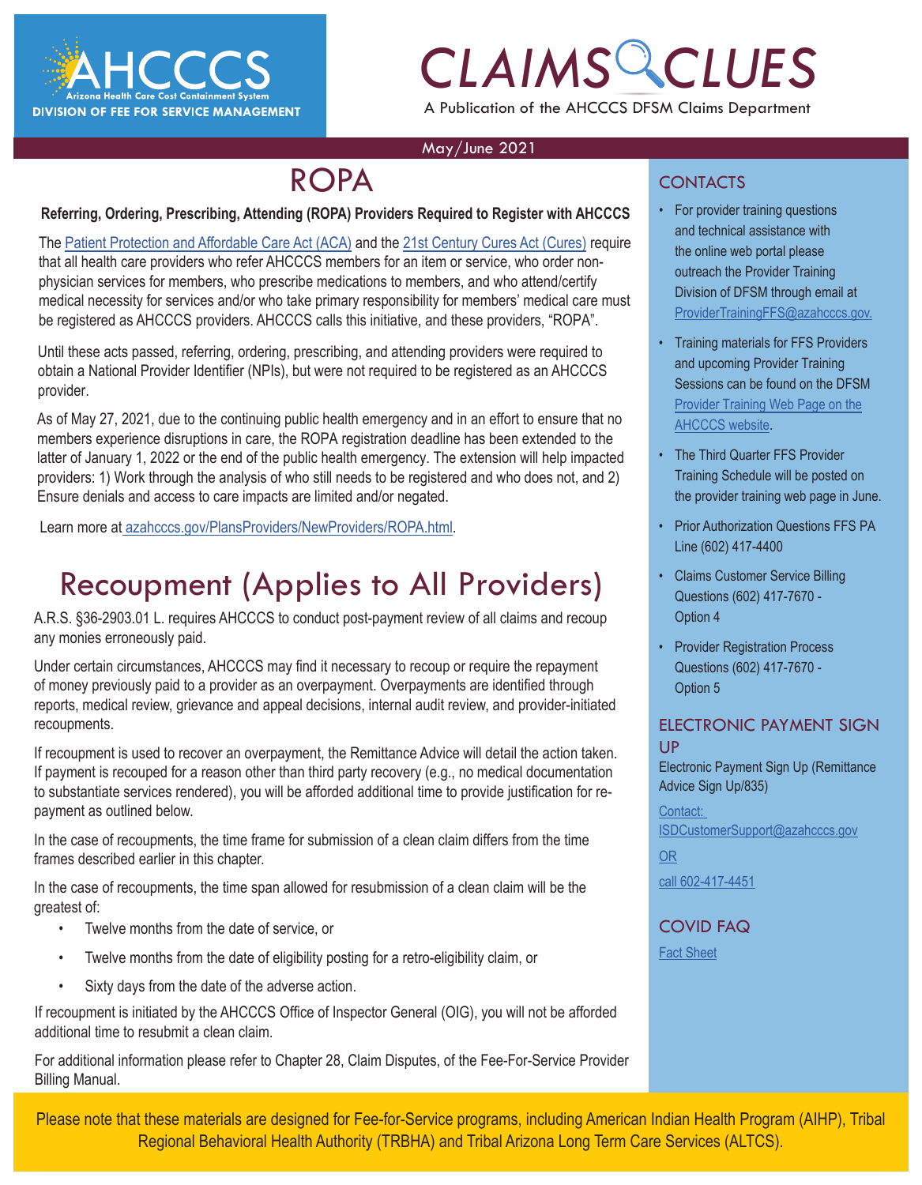# AHCCCS

Arizona Health Care Cost Containment System

DIVISION OF FEE FOR SERVICE MANAGEMENT

# CLAIMS CLUES

A Publication of the AHCCCS DFSM Claims Department

May/June 2021

## ROPA

**Referring, Ordering, Prescribing, Attending (ROPA) Providers Required to Register with AHCCCS**

The Patient Protection and Affordable Care Act (ACA) and the 21st Century Cures Act (Cures) require that all health care providers who refer AHCCCS members for an item or service, who order non-physician services for members, who prescribe medications to members, and who attend/certify medical necessity for services and/or who take primary responsibility for members' medical care must be registered as AHCCCS providers. AHCCCS calls this initiative, and these providers, "ROPA".

Until these acts passed, referring, ordering, prescribing, and attending providers were required to obtain a National Provider Identifier (NPIs), but were not required to be registered as an AHCCCS provider.

As of May 27, 2021, due to the continuing public health emergency and in an effort to ensure that no members experience disruptions in care, the ROPA registration deadline has been extended to the latter of January 1, 2022 or the end of the public health emergency. The extension will help impacted providers: 1) Work through the analysis of who still needs to be registered and who does not, and 2) Ensure denials and access to care impacts are limited and/or negated.

Learn more at azahcccs.gov/PlansProviders/NewProviders/ROPA.html.

## Recoupment (Applies to All Providers)

A.R.S. §36-2903.01 L. requires AHCCCS to conduct post-payment review of all claims and recoup any monies erroneously paid.

Under certain circumstances, AHCCCS may find it necessary to recoup or require the repayment of money previously paid to a provider as an overpayment. Overpayments are identified through reports, medical review, grievance and appeal decisions, internal audit review, and provider-initiated recoupments.

If recoupment is used to recover an overpayment, the Remittance Advice will detail the action taken. If payment is recouped for a reason other than third party recovery (e.g., no medical documentation to substantiate services rendered), you will be afforded additional time to provide justification for re-payment as outlined below.

In the case of recoupments, the time frame for submission of a clean claim differs from the time frames described earlier in this chapter.

In the case of recoupments, the time span allowed for resubmission of a clean claim will be the greatest of:

- Twelve months from the date of service, or
- Twelve months from the date of eligibility posting for a retro-eligibility claim, or
- Sixty days from the date of the adverse action.

If recoupment is initiated by the AHCCCS Office of Inspector General (OIG), you will not be afforded additional time to resubmit a clean claim.

For additional information please refer to Chapter 28, Claim Disputes, of the Fee-For-Service Provider Billing Manual.

## CONTACTS

- For provider training questions and technical assistance with the online web portal please outreach the Provider Training Division of DFSM through email at ProviderTrainingFFS@azahcccs.gov.
- Training materials for FFS Providers and upcoming Provider Training Sessions can be found on the DFSM Provider Training Web Page on the AHCCCS website.
- The Third Quarter FFS Provider Training Schedule will be posted on the provider training web page in June.
- Prior Authorization Questions FFS PA Line (602) 417-4400
- Claims Customer Service Billing Questions (602) 417-7670 - Option 4
- Provider Registration Process Questions (602) 417-7670 - Option 5

## ELECTRONIC PAYMENT SIGN UP

Electronic Payment Sign Up (Remittance Advice Sign Up/835)

Contact: ISDCustomerSupport@azahcccs.gov

OR

call 602-417-4451

## COVID FAQ

Fact Sheet

Please note that these materials are designed for Fee-for-Service programs, including American Indian Health Program (AIHP), Tribal Regional Behavioral Health Authority (TRBHA) and Tribal Arizona Long Term Care Services (ALTCS).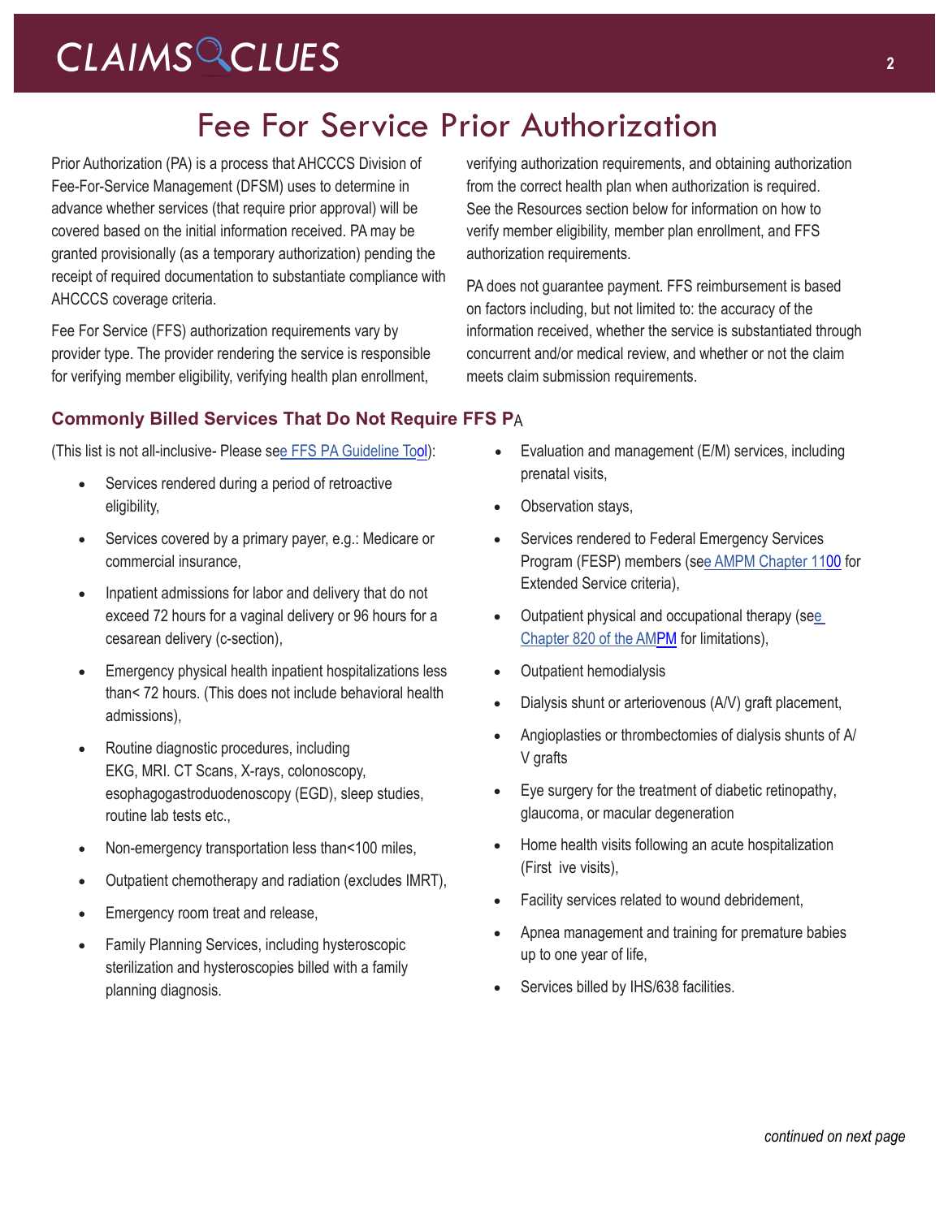# Fee For Service Prior Authorization

Prior Authorization (PA) is a process that AHCCCS Division of Fee-For-Service Management (DFSM) uses to determine in advance whether services (that require prior approval) will be covered based on the initial information received. PA may be granted provisionally (as a temporary authorization) pending the receipt of required documentation to substantiate compliance with AHCCCS coverage criteria.

Fee For Service (FFS) authorization requirements vary by provider type. The provider rendering the service is responsible for verifying member eligibility, verifying health plan enrollment, verifying authorization requirements, and obtaining authorization from the correct health plan when authorization is required. See the Resources section below for information on how to verify member eligibility, member plan enrollment, and FFS authorization requirements.

PA does not guarantee payment. FFS reimbursement is based on factors including, but not limited to: the accuracy of the information received, whether the service is substantiated through concurrent and/or medical review, and whether or not the claim meets claim submission requirements.

### Commonly Billed Services That Do Not Require FFS PA

(This list is not all-inclusive- Please see FFS PA Guideline Tool):

- Services rendered during a period of retroactive eligibility,
- Services covered by a primary payer, e.g.: Medicare or commercial insurance,
- Inpatient admissions for labor and delivery that do not exceed 72 hours for a vaginal delivery or 96 hours for a cesarean delivery (c-section),
- Emergency physical health inpatient hospitalizations less than< 72 hours. (This does not include behavioral health admissions),
- Routine diagnostic procedures, including EKG, MRI. CT Scans, X-rays, colonoscopy, esophagogastroduodenoscopy (EGD), sleep studies, routine lab tests etc.,
- Non-emergency transportation less than<100 miles,
- Outpatient chemotherapy and radiation (excludes IMRT),
- Emergency room treat and release,
- Family Planning Services, including hysteroscopic sterilization and hysteroscopies billed with a family planning diagnosis.
- Evaluation and management (E/M) services, including prenatal visits,
- Observation stays,
- Services rendered to Federal Emergency Services Program (FESP) members (see AMPM Chapter 1100 for Extended Service criteria),
- Outpatient physical and occupational therapy (see Chapter 820 of the AMPM for limitations),
- Outpatient hemodialysis
- Dialysis shunt or arteriovenous (A/V) graft placement,
- Angioplasties or thrombectomies of dialysis shunts of A/V grafts
- Eye surgery for the treatment of diabetic retinopathy, glaucoma, or macular degeneration
- Home health visits following an acute hospitalization (First ive visits),
- Facility services related to wound debridement,
- Apnea management and training for premature babies up to one year of life,
- Services billed by IHS/638 facilities.

*continued on next page*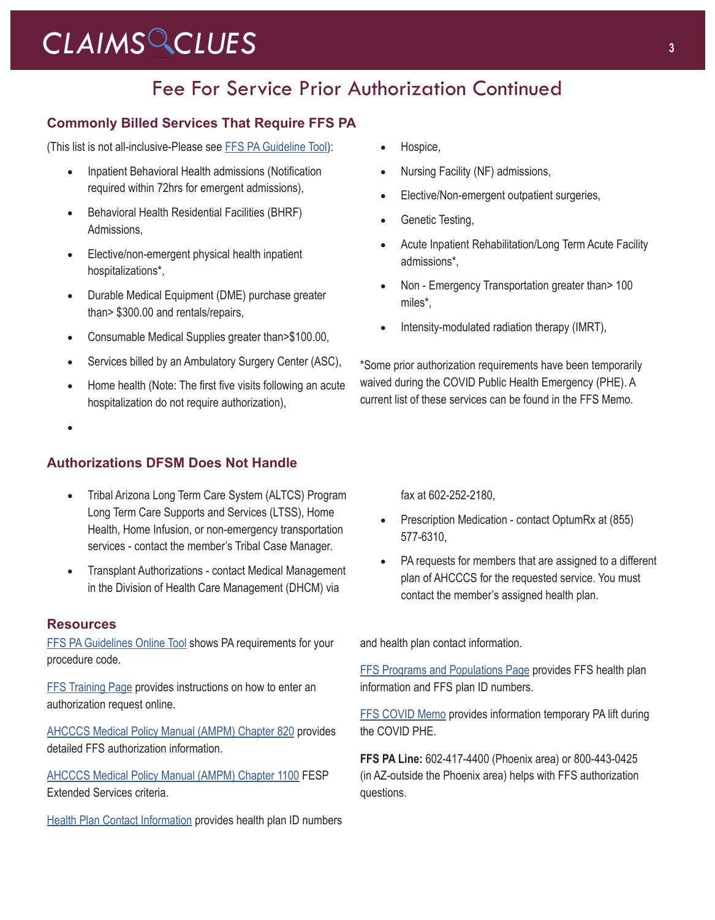## Fee For Service Prior Authorization Continued

### Commonly Billed Services That Require FFS PA

(This list is not all-inclusive-Please see FFS PA Guideline Tool):

- Inpatient Behavioral Health admissions (Notification required within 72hrs for emergent admissions),
- Behavioral Health Residential Facilities (BHRF) Admissions,
- Elective/non-emergent physical health inpatient hospitalizations*,
- Durable Medical Equipment (DME) purchase greater than> $300.00 and rentals/repairs,
- Consumable Medical Supplies greater than>$100.00,
- Services billed by an Ambulatory Surgery Center (ASC),
- Home health (Note: The first five visits following an acute hospitalization do not require authorization),
- Hospice,
- Nursing Facility (NF) admissions,
- Elective/Non-emergent outpatient surgeries,
- Genetic Testing,
- Acute Inpatient Rehabilitation/Long Term Acute Facility admissions*,
- Non - Emergency Transportation greater than> 100 miles*,
- Intensity-modulated radiation therapy (IMRT),

*Some prior authorization requirements have been temporarily waived during the COVID Public Health Emergency (PHE). A current list of these services can be found in the FFS Memo.

### Authorizations DFSM Does Not Handle

- Tribal Arizona Long Term Care System (ALTCS) Program Long Term Care Supports and Services (LTSS), Home Health, Home Infusion, or non-emergency transportation services - contact the member's Tribal Case Manager.
- Transplant Authorizations - contact Medical Management in the Division of Health Care Management (DHCM) via fax at 602-252-2180,
- Prescription Medication - contact OptumRx at (855) 577-6310,
- PA requests for members that are assigned to a different plan of AHCCCS for the requested service. You must contact the member's assigned health plan.

### Resources

FFS PA Guidelines Online Tool shows PA requirements for your procedure code.

FFS Training Page provides instructions on how to enter an authorization request online.

AHCCCS Medical Policy Manual (AMPM) Chapter 820 provides detailed FFS authorization information.

AHCCCS Medical Policy Manual (AMPM) Chapter 1100 FESP Extended Services criteria.

Health Plan Contact Information provides health plan ID numbers and health plan contact information.

FFS Programs and Populations Page provides FFS health plan information and FFS plan ID numbers.

FFS COVID Memo provides information temporary PA lift during the COVID PHE.

**FFS PA Line:** 602-417-4400 (Phoenix area) or 800-443-0425 (in AZ-outside the Phoenix area) helps with FFS authorization questions.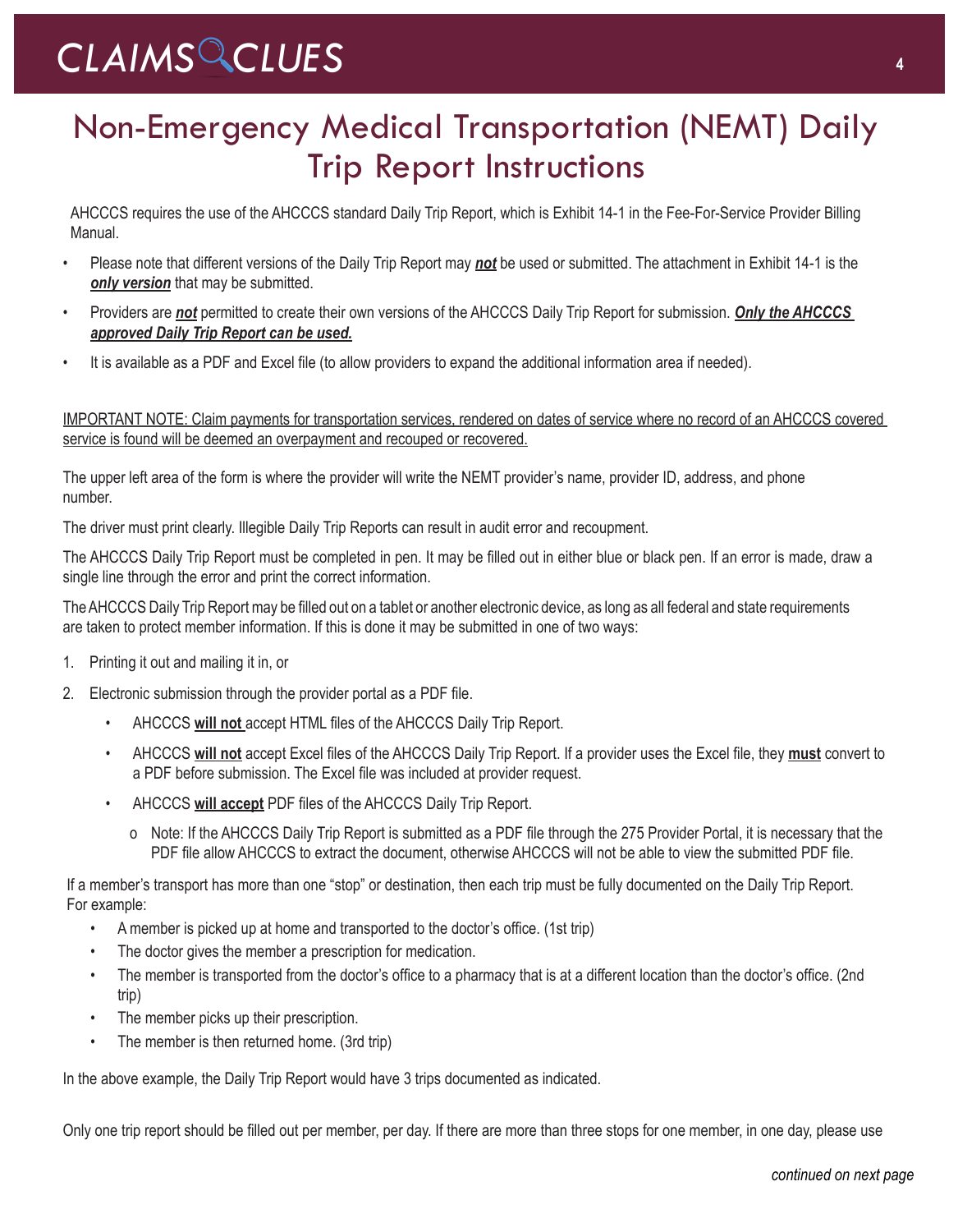# Non-Emergency Medical Transportation (NEMT) Daily Trip Report Instructions

AHCCCS requires the use of the AHCCCS standard Daily Trip Report, which is Exhibit 14-1 in the Fee-For-Service Provider Billing Manual.

- Please note that different versions of the Daily Trip Report may ***not*** be used or submitted. The attachment in Exhibit 14-1 is the ***only version*** that may be submitted.
- Providers are ***not*** permitted to create their own versions of the AHCCCS Daily Trip Report for submission. ***Only the AHCCCS approved Daily Trip Report can be used.***
- It is available as a PDF and Excel file (to allow providers to expand the additional information area if needed).

IMPORTANT NOTE: Claim payments for transportation services, rendered on dates of service where no record of an AHCCCS covered service is found will be deemed an overpayment and recouped or recovered.

The upper left area of the form is where the provider will write the NEMT provider's name, provider ID, address, and phone number.

The driver must print clearly. Illegible Daily Trip Reports can result in audit error and recoupment.

The AHCCCS Daily Trip Report must be completed in pen. It may be filled out in either blue or black pen. If an error is made, draw a single line through the error and print the correct information.

The AHCCCS Daily Trip Report may be filled out on a tablet or another electronic device, as long as all federal and state requirements are taken to protect member information. If this is done it may be submitted in one of two ways:

1. Printing it out and mailing it in, or
2. Electronic submission through the provider portal as a PDF file.
   - AHCCCS **will not** accept HTML files of the AHCCCS Daily Trip Report.
   - AHCCCS **will not** accept Excel files of the AHCCCS Daily Trip Report. If a provider uses the Excel file, they **must** convert to a PDF before submission. The Excel file was included at provider request.
   - AHCCCS **will accept** PDF files of the AHCCCS Daily Trip Report.
     - Note: If the AHCCCS Daily Trip Report is submitted as a PDF file through the 275 Provider Portal, it is necessary that the PDF file allow AHCCCS to extract the document, otherwise AHCCCS will not be able to view the submitted PDF file.

If a member's transport has more than one "stop" or destination, then each trip must be fully documented on the Daily Trip Report. For example:

- A member is picked up at home and transported to the doctor's office. (1st trip)
- The doctor gives the member a prescription for medication.
- The member is transported from the doctor's office to a pharmacy that is at a different location than the doctor's office. (2nd trip)
- The member picks up their prescription.
- The member is then returned home. (3rd trip)

In the above example, the Daily Trip Report would have 3 trips documented as indicated.

Only one trip report should be filled out per member, per day. If there are more than three stops for one member, in one day, please use

*continued on next page*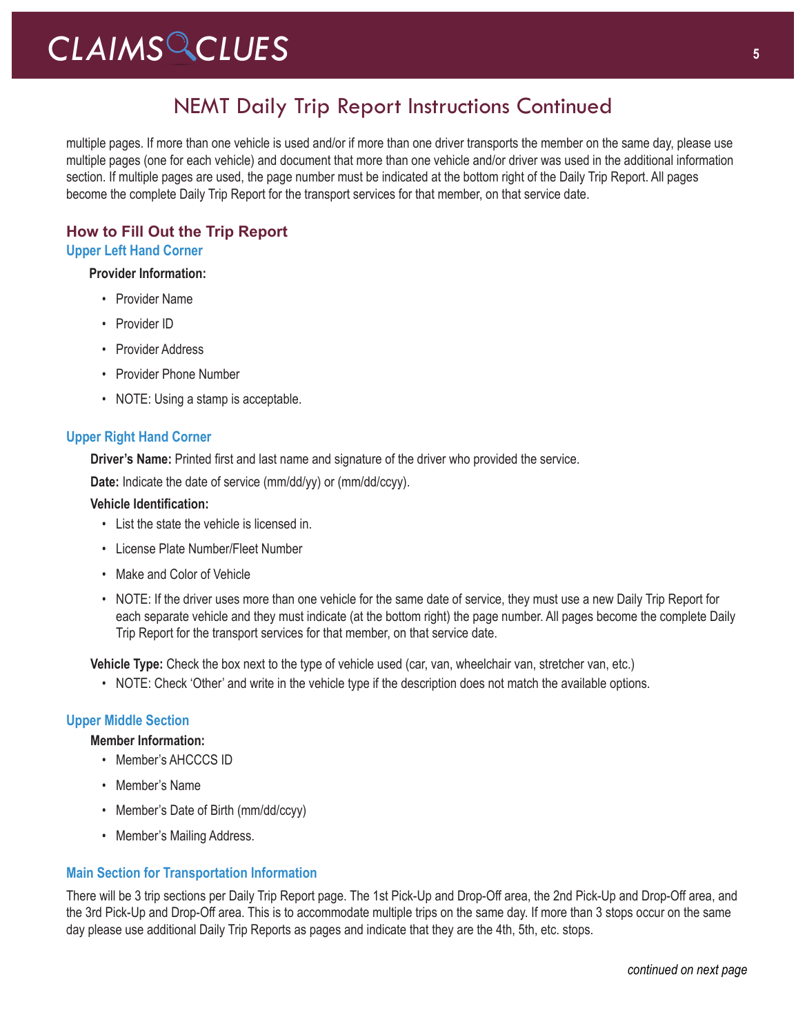# NEMT Daily Trip Report Instructions Continued

multiple pages. If more than one vehicle is used and/or if more than one driver transports the member on the same day, please use multiple pages (one for each vehicle) and document that more than one vehicle and/or driver was used in the additional information section. If multiple pages are used, the page number must be indicated at the bottom right of the Daily Trip Report. All pages become the complete Daily Trip Report for the transport services for that member, on that service date.

## How to Fill Out the Trip Report

### Upper Left Hand Corner

**Provider Information:**

- Provider Name
- Provider ID
- Provider Address
- Provider Phone Number
- NOTE: Using a stamp is acceptable.

### Upper Right Hand Corner

**Driver's Name:** Printed first and last name and signature of the driver who provided the service.

**Date:** Indicate the date of service (mm/dd/yy) or (mm/dd/ccyy).

**Vehicle Identification:**

- List the state the vehicle is licensed in.
- License Plate Number/Fleet Number
- Make and Color of Vehicle
- NOTE: If the driver uses more than one vehicle for the same date of service, they must use a new Daily Trip Report for each separate vehicle and they must indicate (at the bottom right) the page number. All pages become the complete Daily Trip Report for the transport services for that member, on that service date.

**Vehicle Type:** Check the box next to the type of vehicle used (car, van, wheelchair van, stretcher van, etc.)

- NOTE: Check 'Other' and write in the vehicle type if the description does not match the available options.

### Upper Middle Section

**Member Information:**

- Member's AHCCCS ID
- Member's Name
- Member's Date of Birth (mm/dd/ccyy)
- Member's Mailing Address.

### Main Section for Transportation Information

There will be 3 trip sections per Daily Trip Report page. The 1st Pick-Up and Drop-Off area, the 2nd Pick-Up and Drop-Off area, and the 3rd Pick-Up and Drop-Off area. This is to accommodate multiple trips on the same day. If more than 3 stops occur on the same day please use additional Daily Trip Reports as pages and indicate that they are the 4th, 5th, etc. stops.

*continued on next page*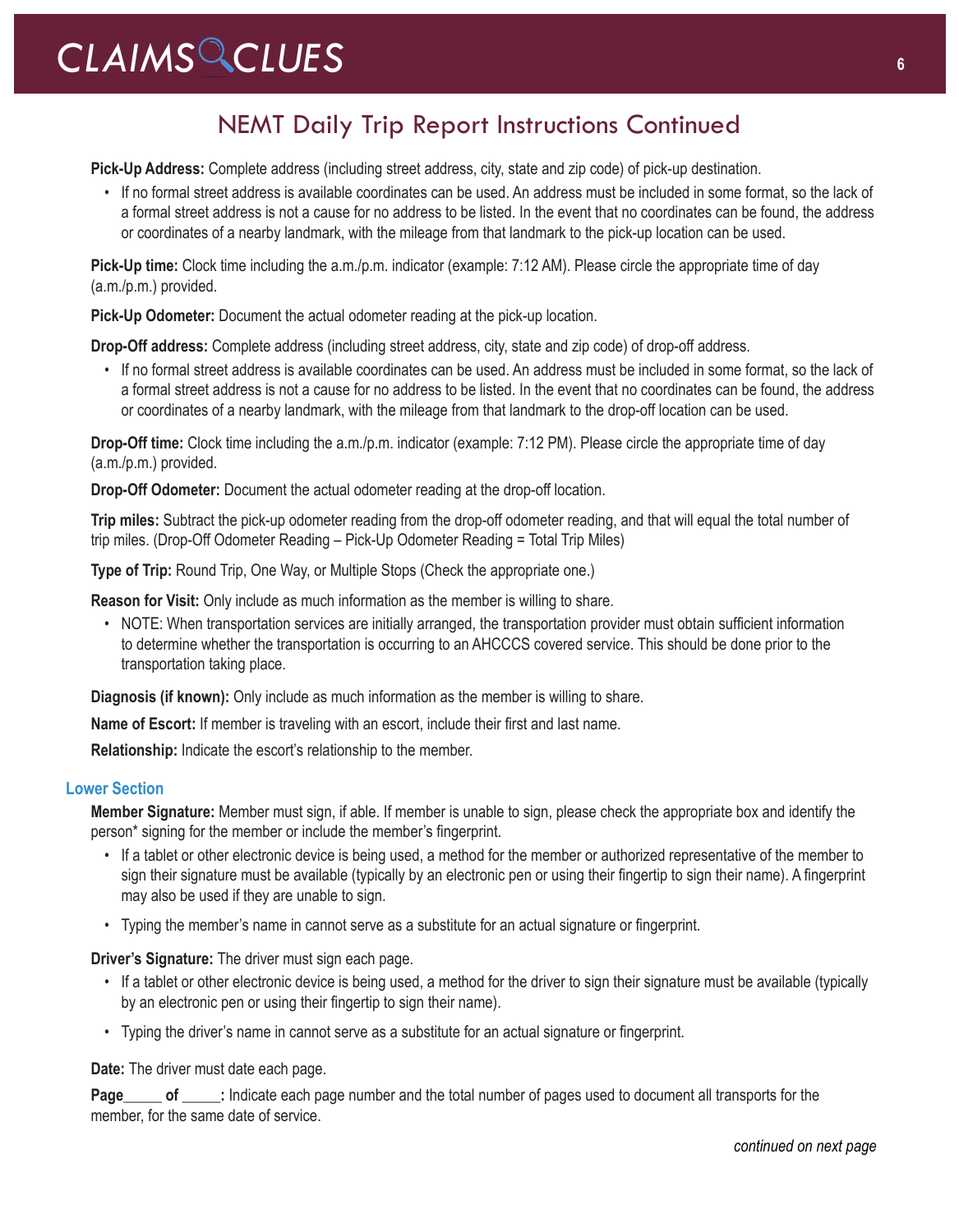## NEMT Daily Trip Report Instructions Continued

**Pick-Up Address:** Complete address (including street address, city, state and zip code) of pick-up destination.

- If no formal street address is available coordinates can be used. An address must be included in some format, so the lack of a formal street address is not a cause for no address to be listed. In the event that no coordinates can be found, the address or coordinates of a nearby landmark, with the mileage from that landmark to the pick-up location can be used.

**Pick-Up time:** Clock time including the a.m./p.m. indicator (example: 7:12 AM). Please circle the appropriate time of day (a.m./p.m.) provided.

**Pick-Up Odometer:** Document the actual odometer reading at the pick-up location.

**Drop-Off address:** Complete address (including street address, city, state and zip code) of drop-off address.

- If no formal street address is available coordinates can be used. An address must be included in some format, so the lack of a formal street address is not a cause for no address to be listed. In the event that no coordinates can be found, the address or coordinates of a nearby landmark, with the mileage from that landmark to the drop-off location can be used.

**Drop-Off time:** Clock time including the a.m./p.m. indicator (example: 7:12 PM). Please circle the appropriate time of day (a.m./p.m.) provided.

**Drop-Off Odometer:** Document the actual odometer reading at the drop-off location.

**Trip miles:** Subtract the pick-up odometer reading from the drop-off odometer reading, and that will equal the total number of trip miles. (Drop-Off Odometer Reading – Pick-Up Odometer Reading = Total Trip Miles)

**Type of Trip:** Round Trip, One Way, or Multiple Stops (Check the appropriate one.)

**Reason for Visit:** Only include as much information as the member is willing to share.

- NOTE: When transportation services are initially arranged, the transportation provider must obtain sufficient information to determine whether the transportation is occurring to an AHCCCS covered service. This should be done prior to the transportation taking place.

**Diagnosis (if known):** Only include as much information as the member is willing to share.

**Name of Escort:** If member is traveling with an escort, include their first and last name.

**Relationship:** Indicate the escort's relationship to the member.

### Lower Section

**Member Signature:** Member must sign, if able. If member is unable to sign, please check the appropriate box and identify the person* signing for the member or include the member's fingerprint.

- If a tablet or other electronic device is being used, a method for the member or authorized representative of the member to sign their signature must be available (typically by an electronic pen or using their fingertip to sign their name). A fingerprint may also be used if they are unable to sign.
- Typing the member's name in cannot serve as a substitute for an actual signature or fingerprint.

**Driver's Signature:** The driver must sign each page.

- If a tablet or other electronic device is being used, a method for the driver to sign their signature must be available (typically by an electronic pen or using their fingertip to sign their name).
- Typing the driver's name in cannot serve as a substitute for an actual signature or fingerprint.

**Date:** The driver must date each page.

**Page_____ of _____:** Indicate each page number and the total number of pages used to document all transports for the member, for the same date of service.

*continued on next page*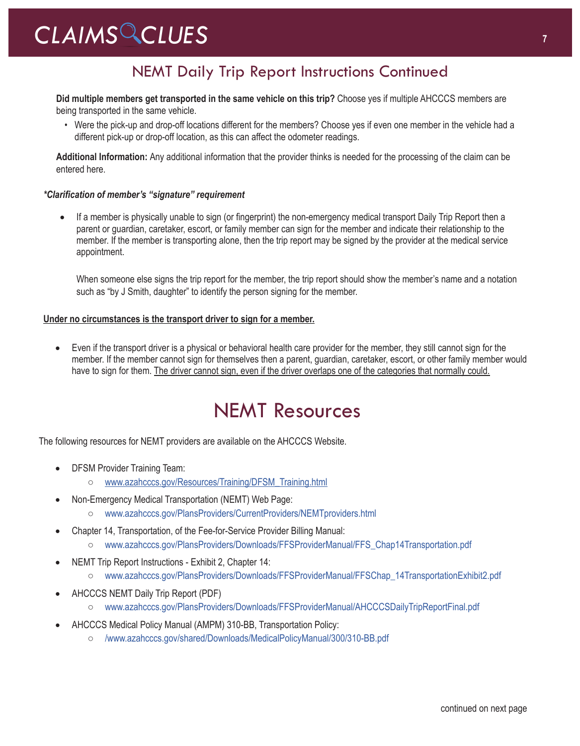## NEMT Daily Trip Report Instructions Continued

**Did multiple members get transported in the same vehicle on this trip?** Choose yes if multiple AHCCCS members are being transported in the same vehicle.

- Were the pick-up and drop-off locations different for the members? Choose yes if even one member in the vehicle had a different pick-up or drop-off location, as this can affect the odometer readings.

**Additional Information:** Any additional information that the provider thinks is needed for the processing of the claim can be entered here.

***Clarification of member's "signature" requirement***

- If a member is physically unable to sign (or fingerprint) the non-emergency medical transport Daily Trip Report then a parent or guardian, caretaker, escort, or family member can sign for the member and indicate their relationship to the member. If the member is transporting alone, then the trip report may be signed by the provider at the medical service appointment.

  When someone else signs the trip report for the member, the trip report should show the member's name and a notation such as "by J Smith, daughter" to identify the person signing for the member.

<u>**Under no circumstances is the transport driver to sign for a member.**</u>

- Even if the transport driver is a physical or behavioral health care provider for the member, they still cannot sign for the member. If the member cannot sign for themselves then a parent, guardian, caretaker, escort, or other family member would have to sign for them. <u>The driver cannot sign, even if the driver overlaps one of the categories that normally could.</u>

# NEMT Resources

The following resources for NEMT providers are available on the AHCCCS Website.

- DFSM Provider Training Team:
  - www.azahcccs.gov/Resources/Training/DFSM_Training.html
- Non-Emergency Medical Transportation (NEMT) Web Page:
  - www.azahcccs.gov/PlansProviders/CurrentProviders/NEMTproviders.html
- Chapter 14, Transportation, of the Fee-for-Service Provider Billing Manual:
  - www.azahcccs.gov/PlansProviders/Downloads/FFSProviderManual/FFS_Chap14Transportation.pdf
- NEMT Trip Report Instructions - Exhibit 2, Chapter 14:
  - www.azahcccs.gov/PlansProviders/Downloads/FFSProviderManual/FFSChap_14TransportationExhibit2.pdf
- AHCCCS NEMT Daily Trip Report (PDF)
  - www.azahcccs.gov/PlansProviders/Downloads/FFSProviderManual/AHCCCSDailyTripReportFinal.pdf
- AHCCCS Medical Policy Manual (AMPM) 310-BB, Transportation Policy:
  - /www.azahcccs.gov/shared/Downloads/MedicalPolicyManual/300/310-BB.pdf

continued on next page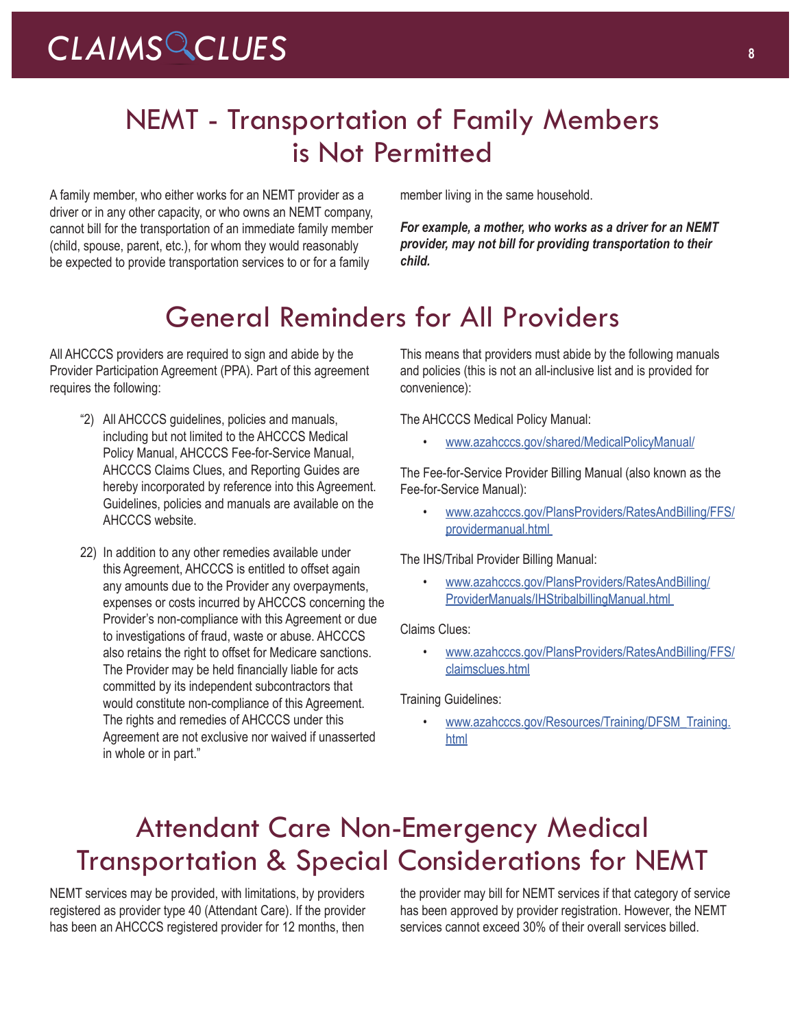# NEMT - Transportation of Family Members is Not Permitted

A family member, who either works for an NEMT provider as a driver or in any other capacity, or who owns an NEMT company, cannot bill for the transportation of an immediate family member (child, spouse, parent, etc.), for whom they would reasonably be expected to provide transportation services to or for a family member living in the same household.

***For example, a mother, who works as a driver for an NEMT provider, may not bill for providing transportation to their child.***

# General Reminders for All Providers

All AHCCCS providers are required to sign and abide by the Provider Participation Agreement (PPA). Part of this agreement requires the following:

"2) All AHCCCS guidelines, policies and manuals, including but not limited to the AHCCCS Medical Policy Manual, AHCCCS Fee-for-Service Manual, AHCCCS Claims Clues, and Reporting Guides are hereby incorporated by reference into this Agreement. Guidelines, policies and manuals are available on the AHCCCS website.

22) In addition to any other remedies available under this Agreement, AHCCCS is entitled to offset again any amounts due to the Provider any overpayments, expenses or costs incurred by AHCCCS concerning the Provider's non-compliance with this Agreement or due to investigations of fraud, waste or abuse. AHCCCS also retains the right to offset for Medicare sanctions. The Provider may be held financially liable for acts committed by its independent subcontractors that would constitute non-compliance of this Agreement. The rights and remedies of AHCCCS under this Agreement are not exclusive nor waived if unasserted in whole or in part."

This means that providers must abide by the following manuals and policies (this is not an all-inclusive list and is provided for convenience):

The AHCCCS Medical Policy Manual:

- www.azahcccs.gov/shared/MedicalPolicyManual/

The Fee-for-Service Provider Billing Manual (also known as the Fee-for-Service Manual):

- www.azahcccs.gov/PlansProviders/RatesAndBilling/FFS/providermanual.html

The IHS/Tribal Provider Billing Manual:

- www.azahcccs.gov/PlansProviders/RatesAndBilling/ProviderManuals/IHStribalbillingManual.html

Claims Clues:

- www.azahcccs.gov/PlansProviders/RatesAndBilling/FFS/claimsclues.html

Training Guidelines:

- www.azahcccs.gov/Resources/Training/DFSM_Training.html

# Attendant Care Non-Emergency Medical Transportation & Special Considerations for NEMT

NEMT services may be provided, with limitations, by providers registered as provider type 40 (Attendant Care). If the provider has been an AHCCCS registered provider for 12 months, then the provider may bill for NEMT services if that category of service has been approved by provider registration. However, the NEMT services cannot exceed 30% of their overall services billed.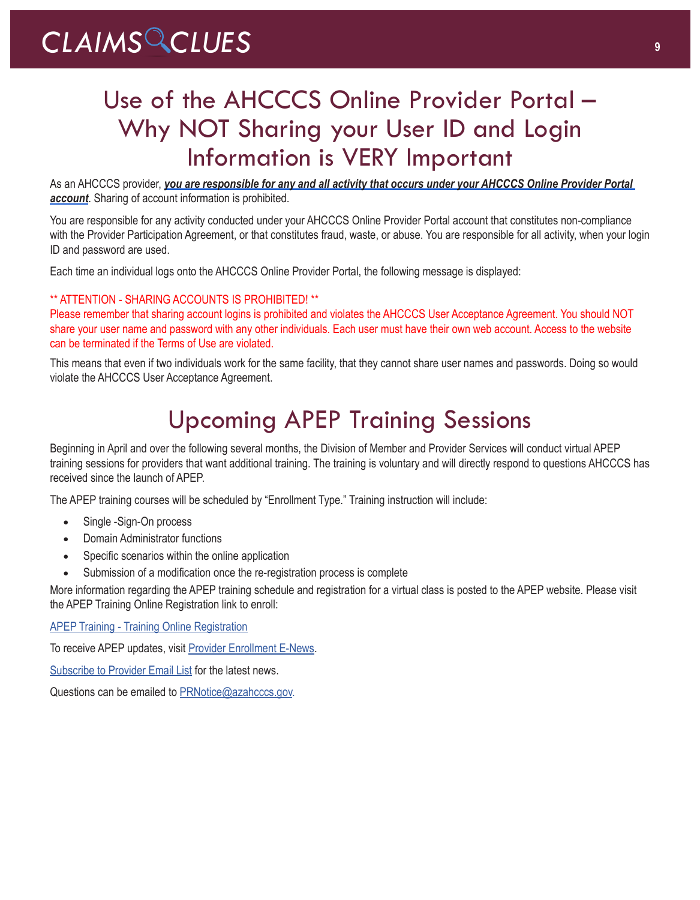# Use of the AHCCCS Online Provider Portal – Why NOT Sharing your User ID and Login Information is VERY Important

As an AHCCCS provider, ***you are responsible for any and all activity that occurs under your AHCCCS Online Provider Portal account***. Sharing of account information is prohibited.

You are responsible for any activity conducted under your AHCCCS Online Provider Portal account that constitutes non-compliance with the Provider Participation Agreement, or that constitutes fraud, waste, or abuse. You are responsible for all activity, when your login ID and password are used.

Each time an individual logs onto the AHCCCS Online Provider Portal, the following message is displayed:

** ATTENTION - SHARING ACCOUNTS IS PROHIBITED! **
Please remember that sharing account logins is prohibited and violates the AHCCCS User Acceptance Agreement. You should NOT share your user name and password with any other individuals. Each user must have their own web account. Access to the website can be terminated if the Terms of Use are violated.

This means that even if two individuals work for the same facility, that they cannot share user names and passwords. Doing so would violate the AHCCCS User Acceptance Agreement.

# Upcoming APEP Training Sessions

Beginning in April and over the following several months, the Division of Member and Provider Services will conduct virtual APEP training sessions for providers that want additional training. The training is voluntary and will directly respond to questions AHCCCS has received since the launch of APEP.

The APEP training courses will be scheduled by "Enrollment Type." Training instruction will include:

- Single -Sign-On process
- Domain Administrator functions
- Specific scenarios within the online application
- Submission of a modification once the re-registration process is complete

More information regarding the APEP training schedule and registration for a virtual class is posted to the APEP website. Please visit the APEP Training Online Registration link to enroll:

APEP Training - Training Online Registration

To receive APEP updates, visit Provider Enrollment E-News.

Subscribe to Provider Email List for the latest news.

Questions can be emailed to PRNotice@azahcccs.gov.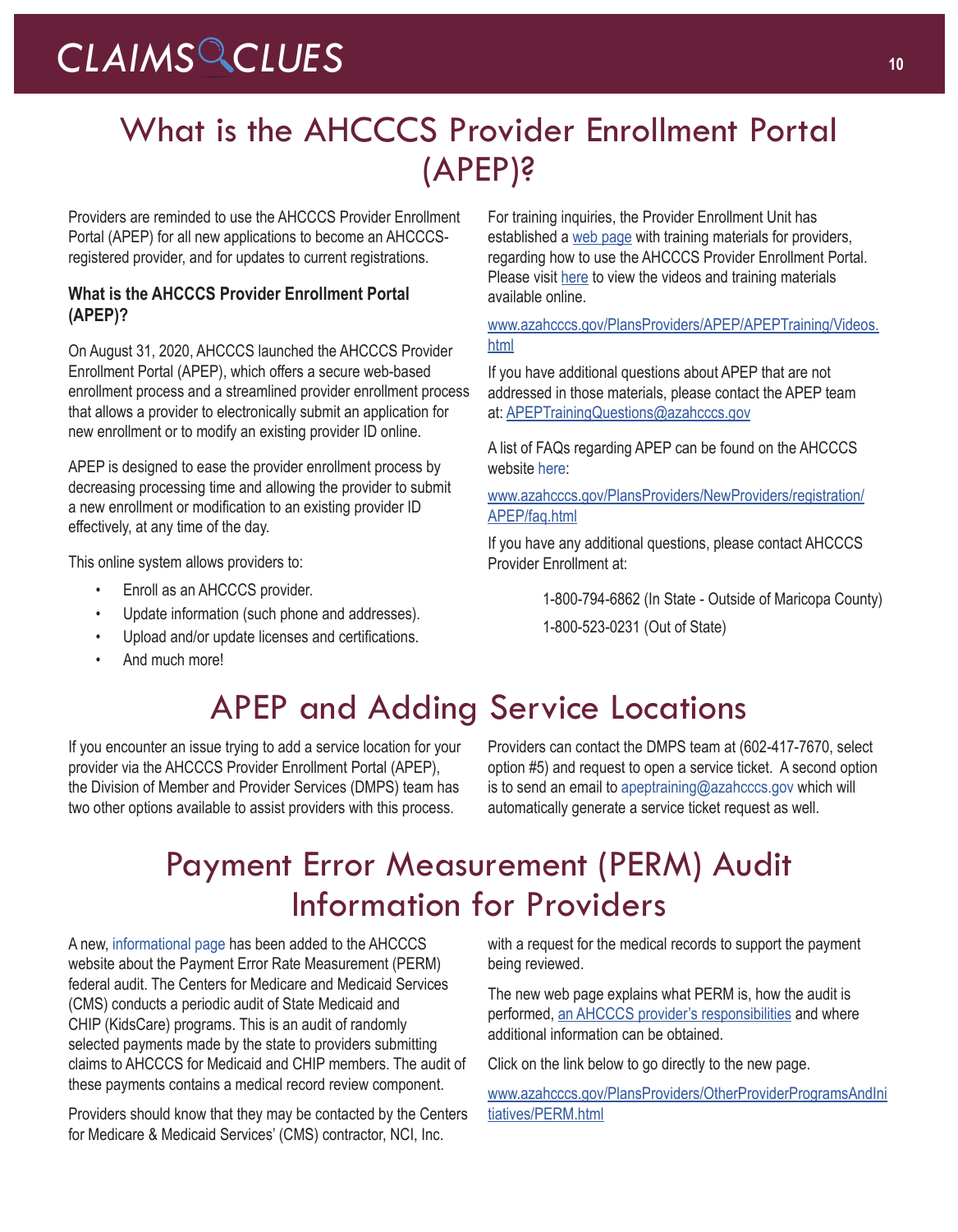# What is the AHCCCS Provider Enrollment Portal (APEP)?

Providers are reminded to use the AHCCCS Provider Enrollment Portal (APEP) for all new applications to become an AHCCCS-registered provider, and for updates to current registrations.

### What is the AHCCCS Provider Enrollment Portal (APEP)?

On August 31, 2020, AHCCCS launched the AHCCCS Provider Enrollment Portal (APEP), which offers a secure web-based enrollment process and a streamlined provider enrollment process that allows a provider to electronically submit an application for new enrollment or to modify an existing provider ID online.

APEP is designed to ease the provider enrollment process by decreasing processing time and allowing the provider to submit a new enrollment or modification to an existing provider ID effectively, at any time of the day.

This online system allows providers to:

- Enroll as an AHCCCS provider.
- Update information (such phone and addresses).
- Upload and/or update licenses and certifications.
- And much more!

For training inquiries, the Provider Enrollment Unit has established a web page with training materials for providers, regarding how to use the AHCCCS Provider Enrollment Portal. Please visit here to view the videos and training materials available online.

www.azahcccs.gov/PlansProviders/APEP/APEPTraining/Videos.html

If you have additional questions about APEP that are not addressed in those materials, please contact the APEP team at: APEPTrainingQuestions@azahcccs.gov

A list of FAQs regarding APEP can be found on the AHCCCS website here:

www.azahcccs.gov/PlansProviders/NewProviders/registration/APEP/faq.html

If you have any additional questions, please contact AHCCCS Provider Enrollment at:

1-800-794-6862 (In State - Outside of Maricopa County)

1-800-523-0231 (Out of State)

# APEP and Adding Service Locations

If you encounter an issue trying to add a service location for your provider via the AHCCCS Provider Enrollment Portal (APEP), the Division of Member and Provider Services (DMPS) team has two other options available to assist providers with this process.

Providers can contact the DMPS team at (602-417-7670, select option #5) and request to open a service ticket. A second option is to send an email to apeptraining@azahcccs.gov which will automatically generate a service ticket request as well.

# Payment Error Measurement (PERM) Audit Information for Providers

A new, informational page has been added to the AHCCCS website about the Payment Error Rate Measurement (PERM) federal audit. The Centers for Medicare and Medicaid Services (CMS) conducts a periodic audit of State Medicaid and CHIP (KidsCare) programs. This is an audit of randomly selected payments made by the state to providers submitting claims to AHCCCS for Medicaid and CHIP members. The audit of these payments contains a medical record review component.

Providers should know that they may be contacted by the Centers for Medicare & Medicaid Services' (CMS) contractor, NCI, Inc. with a request for the medical records to support the payment being reviewed.

The new web page explains what PERM is, how the audit is performed, an AHCCCS provider's responsibilities and where additional information can be obtained.

Click on the link below to go directly to the new page.

www.azahcccs.gov/PlansProviders/OtherProviderProgramsAndInitiatives/PERM.html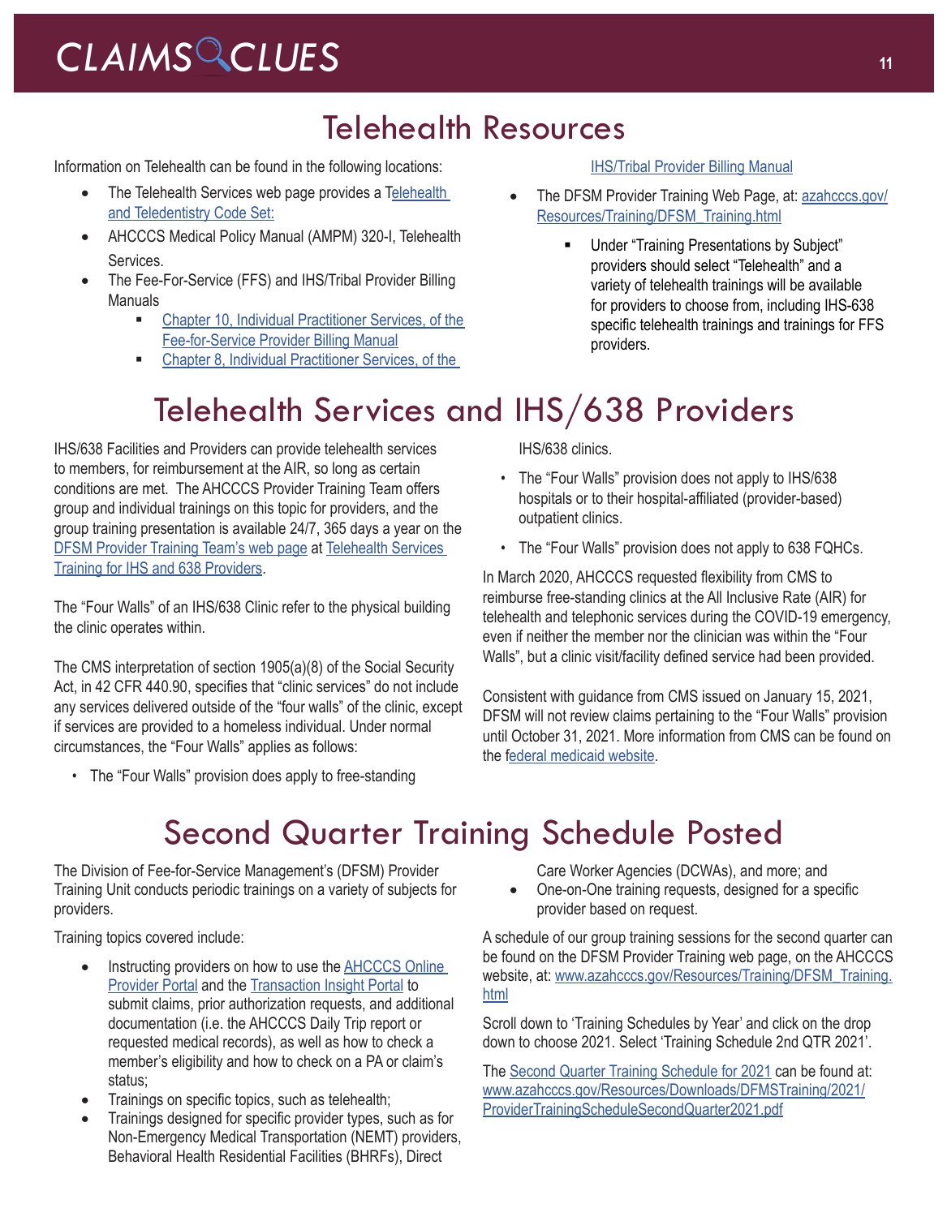# Telehealth Resources

Information on Telehealth can be found in the following locations:

- The Telehealth Services web page provides a Telehealth and Teledentistry Code Set:
- AHCCCS Medical Policy Manual (AMPM) 320-I, Telehealth Services.
- The Fee-For-Service (FFS) and IHS/Tribal Provider Billing Manuals
  - Chapter 10, Individual Practitioner Services, of the Fee-for-Service Provider Billing Manual
  - Chapter 8, Individual Practitioner Services, of the IHS/Tribal Provider Billing Manual
- The DFSM Provider Training Web Page, at: azahcccs.gov/Resources/Training/DFSM_Training.html
  - Under "Training Presentations by Subject" providers should select "Telehealth" and a variety of telehealth trainings will be available for providers to choose from, including IHS-638 specific telehealth trainings and trainings for FFS providers.

# Telehealth Services and IHS/638 Providers

IHS/638 Facilities and Providers can provide telehealth services to members, for reimbursement at the AIR, so long as certain conditions are met. The AHCCCS Provider Training Team offers group and individual trainings on this topic for providers, and the group training presentation is available 24/7, 365 days a year on the DFSM Provider Training Team's web page at Telehealth Services Training for IHS and 638 Providers.

The "Four Walls" of an IHS/638 Clinic refer to the physical building the clinic operates within.

The CMS interpretation of section 1905(a)(8) of the Social Security Act, in 42 CFR 440.90, specifies that "clinic services" do not include any services delivered outside of the "four walls" of the clinic, except if services are provided to a homeless individual. Under normal circumstances, the "Four Walls" applies as follows:

- The "Four Walls" provision does apply to free-standing IHS/638 clinics.
- The "Four Walls" provision does not apply to IHS/638 hospitals or to their hospital-affiliated (provider-based) outpatient clinics.
- The "Four Walls" provision does not apply to 638 FQHCs.

In March 2020, AHCCCS requested flexibility from CMS to reimburse free-standing clinics at the All Inclusive Rate (AIR) for telehealth and telephonic services during the COVID-19 emergency, even if neither the member nor the clinician was within the "Four Walls", but a clinic visit/facility defined service had been provided.

Consistent with guidance from CMS issued on January 15, 2021, DFSM will not review claims pertaining to the "Four Walls" provision until October 31, 2021. More information from CMS can be found on the federal medicaid website.

# Second Quarter Training Schedule Posted

The Division of Fee-for-Service Management's (DFSM) Provider Training Unit conducts periodic trainings on a variety of subjects for providers.

Training topics covered include:

- Instructing providers on how to use the AHCCCS Online Provider Portal and the Transaction Insight Portal to submit claims, prior authorization requests, and additional documentation (i.e. the AHCCCS Daily Trip report or requested medical records), as well as how to check a member's eligibility and how to check on a PA or claim's status;
- Trainings on specific topics, such as telehealth;
- Trainings designed for specific provider types, such as for Non-Emergency Medical Transportation (NEMT) providers, Behavioral Health Residential Facilities (BHRFs), Direct Care Worker Agencies (DCWAs), and more; and
- One-on-One training requests, designed for a specific provider based on request.

A schedule of our group training sessions for the second quarter can be found on the DFSM Provider Training web page, on the AHCCCS website, at: www.azahcccs.gov/Resources/Training/DFSM_Training.html

Scroll down to 'Training Schedules by Year' and click on the drop down to choose 2021. Select 'Training Schedule 2nd QTR 2021'.

The Second Quarter Training Schedule for 2021 can be found at: www.azahcccs.gov/Resources/Downloads/DFMSTraining/2021/ProviderTrainingScheduleSecondQuarter2021.pdf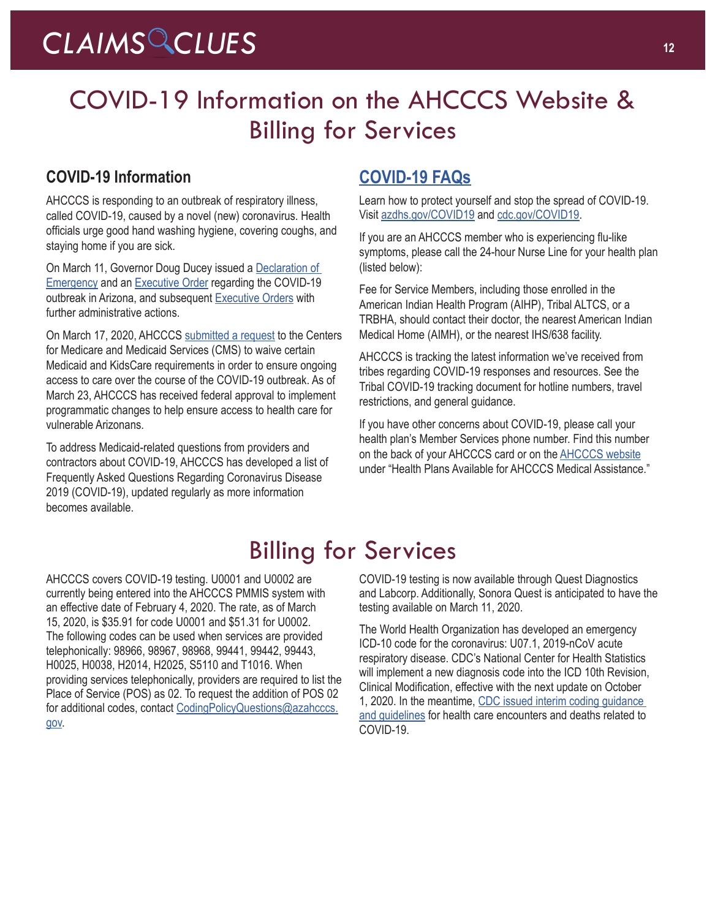# COVID-19 Information on the AHCCCS Website & Billing for Services

## COVID-19 Information

AHCCCS is responding to an outbreak of respiratory illness, called COVID-19, caused by a novel (new) coronavirus. Health officials urge good hand washing hygiene, covering coughs, and staying home if you are sick.

On March 11, Governor Doug Ducey issued a Declaration of Emergency and an Executive Order regarding the COVID-19 outbreak in Arizona, and subsequent Executive Orders with further administrative actions.

On March 17, 2020, AHCCCS submitted a request to the Centers for Medicare and Medicaid Services (CMS) to waive certain Medicaid and KidsCare requirements in order to ensure ongoing access to care over the course of the COVID-19 outbreak. As of March 23, AHCCCS has received federal approval to implement programmatic changes to help ensure access to health care for vulnerable Arizonans.

To address Medicaid-related questions from providers and contractors about COVID-19, AHCCCS has developed a list of Frequently Asked Questions Regarding Coronavirus Disease 2019 (COVID-19), updated regularly as more information becomes available.

## COVID-19 FAQs

Learn how to protect yourself and stop the spread of COVID-19. Visit azdhs.gov/COVID19 and cdc.gov/COVID19.

If you are an AHCCCS member who is experiencing flu-like symptoms, please call the 24-hour Nurse Line for your health plan (listed below):

Fee for Service Members, including those enrolled in the American Indian Health Program (AIHP), Tribal ALTCS, or a TRBHA, should contact their doctor, the nearest American Indian Medical Home (AIMH), or the nearest IHS/638 facility.

AHCCCS is tracking the latest information we've received from tribes regarding COVID-19 responses and resources. See the Tribal COVID-19 tracking document for hotline numbers, travel restrictions, and general guidance.

If you have other concerns about COVID-19, please call your health plan's Member Services phone number. Find this number on the back of your AHCCCS card or on the AHCCCS website under "Health Plans Available for AHCCCS Medical Assistance."

# Billing for Services

AHCCCS covers COVID-19 testing. U0001 and U0002 are currently being entered into the AHCCCS PMMIS system with an effective date of February 4, 2020. The rate, as of March 15, 2020, is $35.91 for code U0001 and $51.31 for U0002. The following codes can be used when services are provided telephonically: 98966, 98967, 98968, 99441, 99442, 99443, H0025, H0038, H2014, H2025, S5110 and T1016. When providing services telephonically, providers are required to list the Place of Service (POS) as 02. To request the addition of POS 02 for additional codes, contact CodingPolicyQuestions@azahcccs.gov.

COVID-19 testing is now available through Quest Diagnostics and Labcorp. Additionally, Sonora Quest is anticipated to have the testing available on March 11, 2020.

The World Health Organization has developed an emergency ICD-10 code for the coronavirus: U07.1, 2019-nCoV acute respiratory disease. CDC's National Center for Health Statistics will implement a new diagnosis code into the ICD 10th Revision, Clinical Modification, effective with the next update on October 1, 2020. In the meantime, CDC issued interim coding guidance and guidelines for health care encounters and deaths related to COVID-19.